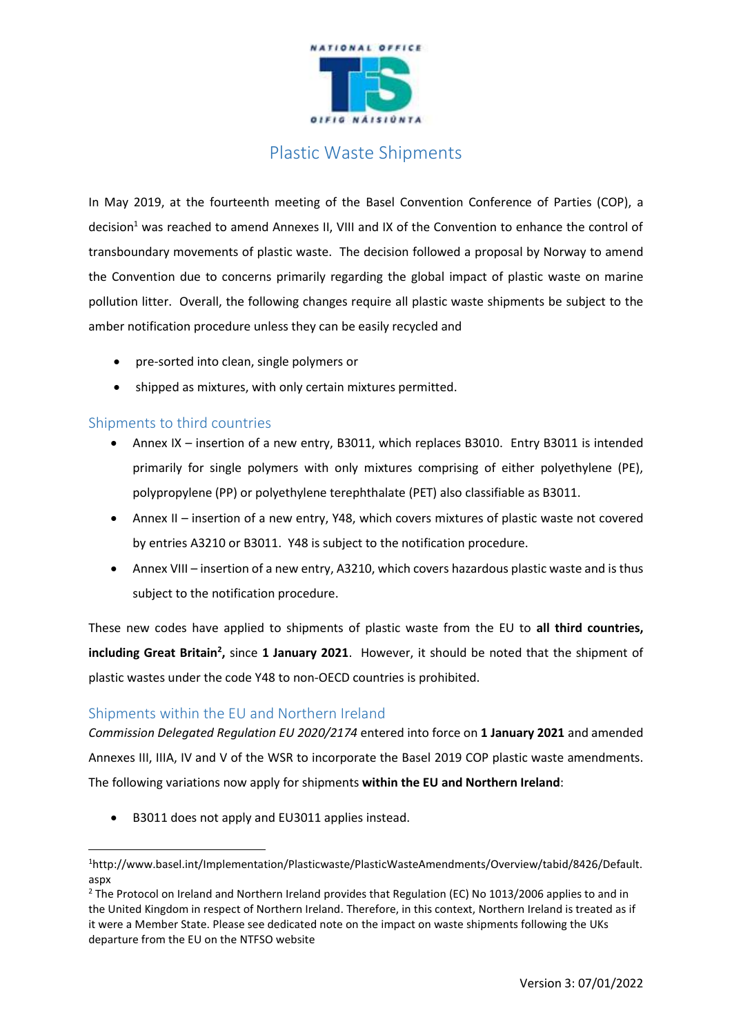NATIONAL OFFICE

OIFIG NÁISIÚNTA

# Plastic Waste Shipments

In May 2019, at the fourteenth meeting of the Basel Convention Conference of Parties (COP), a decision[1] was reached to amend Annexes II, VIII and IX of the Convention to enhance the control of transboundary movements of plastic waste. The decision followed a proposal by Norway to amend the Convention due to concerns primarily regarding the global impact of plastic waste on marine pollution litter. Overall, the following changes require all plastic waste shipments be subject to the amber notification procedure unless they can be easily recycled and

- pre-sorted into clean, single polymers or
- shipped as mixtures, with only certain mixtures permitted.

## Shipments to third countries

- Annex IX – insertion of a new entry, B3011, which replaces B3010. Entry B3011 is intended primarily for single polymers with only mixtures comprising of either polyethylene (PE), polypropylene (PP) or polyethylene terephthalate (PET) also classifiable as B3011.
- Annex II – insertion of a new entry, Y48, which covers mixtures of plastic waste not covered by entries A3210 or B3011. Y48 is subject to the notification procedure.
- Annex VIII – insertion of a new entry, A3210, which covers hazardous plastic waste and is thus subject to the notification procedure.

These new codes have applied to shipments of plastic waste from the EU to **all third countries, including Great Britain[2],** since **1 January 2021**. However, it should be noted that the shipment of plastic wastes under the code Y48 to non-OECD countries is prohibited.

## Shipments within the EU and Northern Ireland

*Commission Delegated Regulation EU 2020/2174* entered into force on **1 January 2021** and amended Annexes III, IIIA, IV and V of the WSR to incorporate the Basel 2019 COP plastic waste amendments. The following variations now apply for shipments **within the EU and Northern Ireland**:

- B3011 does not apply and EU3011 applies instead.

---

[1]http://www.basel.int/Implementation/Plasticwaste/PlasticWasteAmendments/Overview/tabid/8426/Default.aspx

[2] The Protocol on Ireland and Northern Ireland provides that Regulation (EC) No 1013/2006 applies to and in the United Kingdom in respect of Northern Ireland. Therefore, in this context, Northern Ireland is treated as if it were a Member State. Please see dedicated note on the impact on waste shipments following the UKs departure from the EU on the NTFSO website

Version 3: 07/01/2022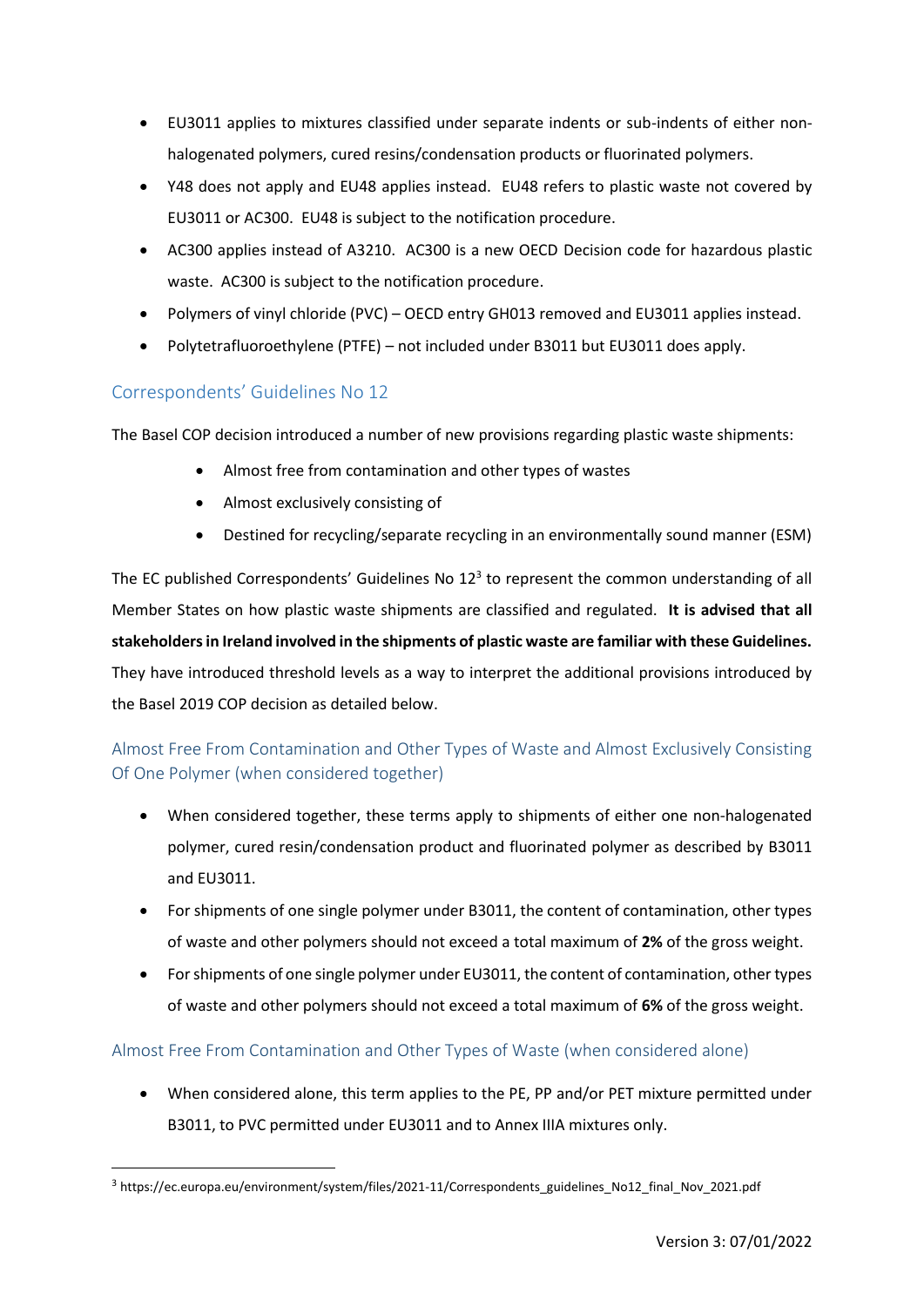- EU3011 applies to mixtures classified under separate indents or sub-indents of either non-halogenated polymers, cured resins/condensation products or fluorinated polymers.
- Y48 does not apply and EU48 applies instead. EU48 refers to plastic waste not covered by EU3011 or AC300. EU48 is subject to the notification procedure.
- AC300 applies instead of A3210. AC300 is a new OECD Decision code for hazardous plastic waste. AC300 is subject to the notification procedure.
- Polymers of vinyl chloride (PVC) – OECD entry GH013 removed and EU3011 applies instead.
- Polytetrafluoroethylene (PTFE) – not included under B3011 but EU3011 does apply.

## Correspondents' Guidelines No 12

The Basel COP decision introduced a number of new provisions regarding plastic waste shipments:

- Almost free from contamination and other types of wastes
- Almost exclusively consisting of
- Destined for recycling/separate recycling in an environmentally sound manner (ESM)

The EC published Correspondents' Guidelines No 12[3] to represent the common understanding of all Member States on how plastic waste shipments are classified and regulated. **It is advised that all stakeholders in Ireland involved in the shipments of plastic waste are familiar with these Guidelines.** They have introduced threshold levels as a way to interpret the additional provisions introduced by the Basel 2019 COP decision as detailed below.

### Almost Free From Contamination and Other Types of Waste and Almost Exclusively Consisting Of One Polymer (when considered together)

- When considered together, these terms apply to shipments of either one non-halogenated polymer, cured resin/condensation product and fluorinated polymer as described by B3011 and EU3011.
- For shipments of one single polymer under B3011, the content of contamination, other types of waste and other polymers should not exceed a total maximum of **2%** of the gross weight.
- For shipments of one single polymer under EU3011, the content of contamination, other types of waste and other polymers should not exceed a total maximum of **6%** of the gross weight.

### Almost Free From Contamination and Other Types of Waste (when considered alone)

- When considered alone, this term applies to the PE, PP and/or PET mixture permitted under B3011, to PVC permitted under EU3011 and to Annex IIIA mixtures only.

[3] https://ec.europa.eu/environment/system/files/2021-11/Correspondents_guidelines_No12_final_Nov_2021.pdf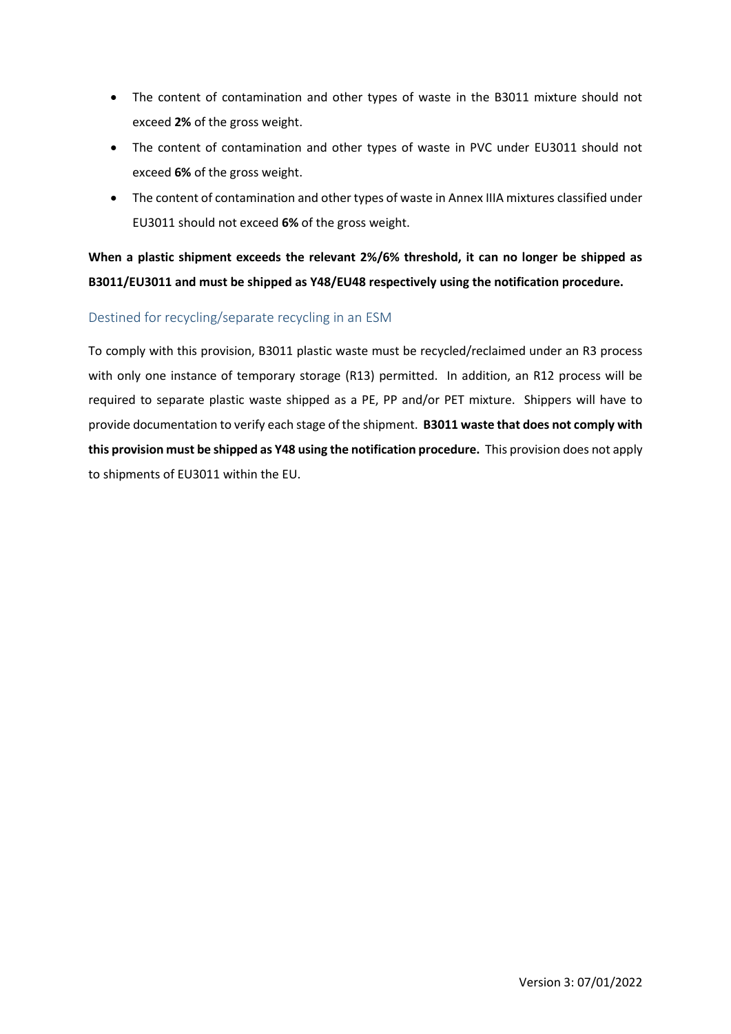- The content of contamination and other types of waste in the B3011 mixture should not exceed **2%** of the gross weight.
- The content of contamination and other types of waste in PVC under EU3011 should not exceed **6%** of the gross weight.
- The content of contamination and other types of waste in Annex IIIA mixtures classified under EU3011 should not exceed **6%** of the gross weight.

**When a plastic shipment exceeds the relevant 2%/6% threshold, it can no longer be shipped as B3011/EU3011 and must be shipped as Y48/EU48 respectively using the notification procedure.**

## Destined for recycling/separate recycling in an ESM

To comply with this provision, B3011 plastic waste must be recycled/reclaimed under an R3 process with only one instance of temporary storage (R13) permitted. In addition, an R12 process will be required to separate plastic waste shipped as a PE, PP and/or PET mixture. Shippers will have to provide documentation to verify each stage of the shipment. **B3011 waste that does not comply with this provision must be shipped as Y48 using the notification procedure.** This provision does not apply to shipments of EU3011 within the EU.